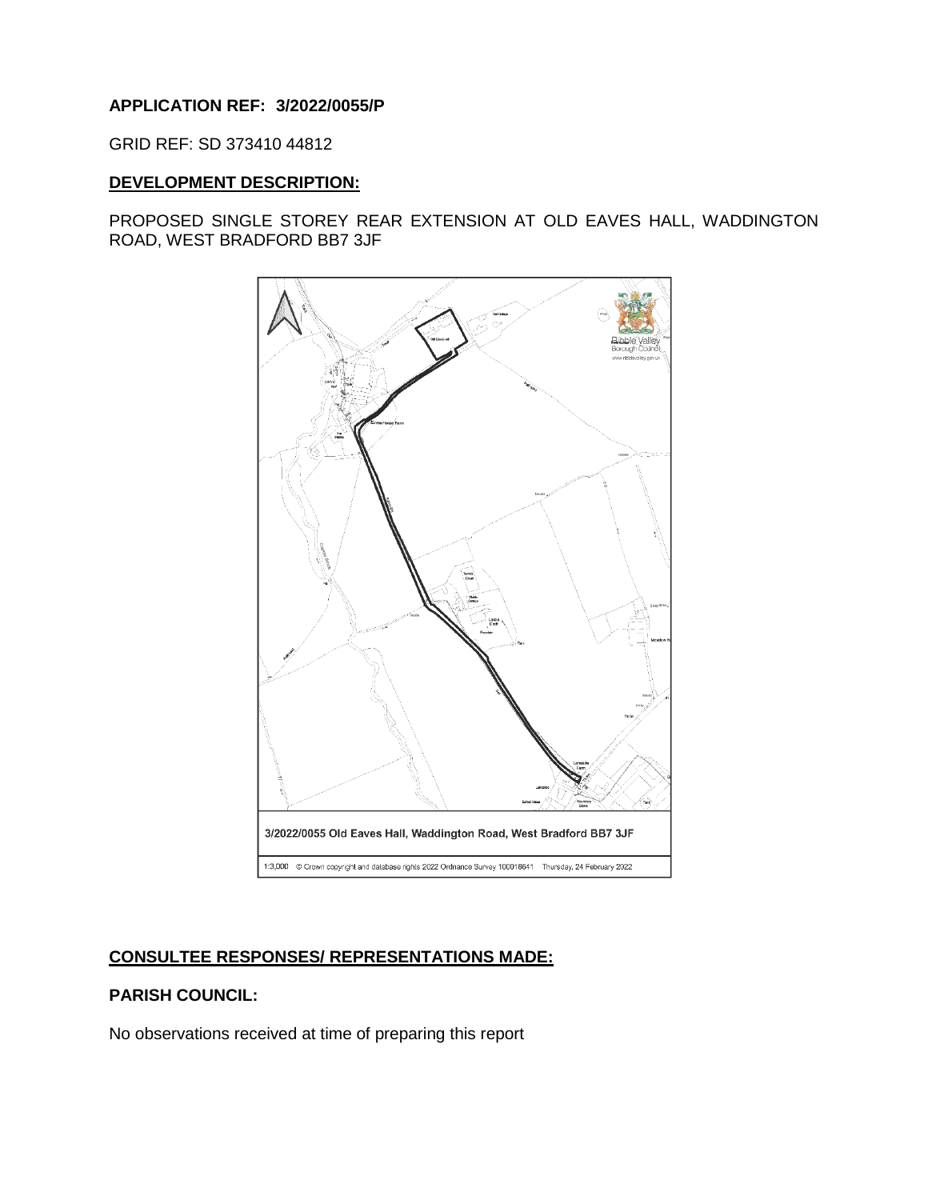**APPLICATION REF: 3/2022/0055/P**

GRID REF: SD 373410 44812

**DEVELOPMENT DESCRIPTION:**

PROPOSED SINGLE STOREY REAR EXTENSION AT OLD EAVES HALL, WADDINGTON ROAD, WEST BRADFORD BB7 3JF

3/2022/0055 Old Eaves Hall, Waddington Road, West Bradford BB7 3JF

1:3,000 © Crown copyright and database rights 2022 Ordnance Survey 100018641 Thursday, 24 February 2022

**CONSULTEE RESPONSES/ REPRESENTATIONS MADE:**

**PARISH COUNCIL:**

No observations received at time of preparing this report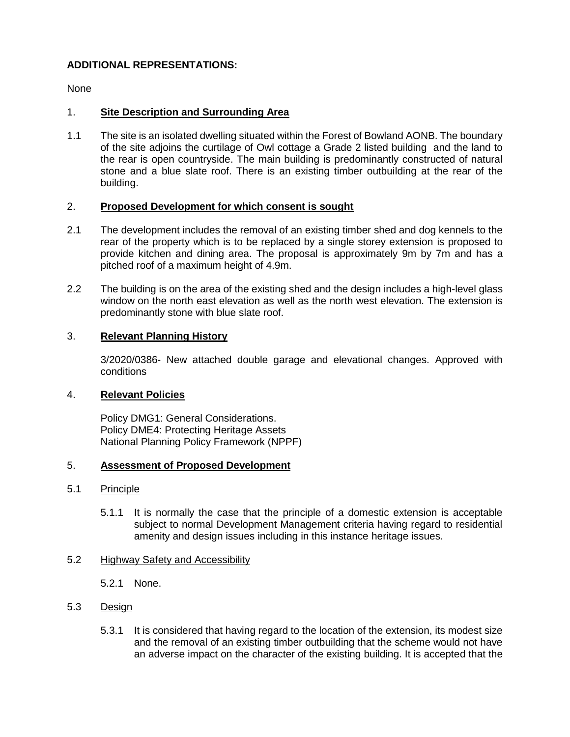**ADDITIONAL REPRESENTATIONS:**

None

## 1. **Site Description and Surrounding Area**

1.1 The site is an isolated dwelling situated within the Forest of Bowland AONB. The boundary of the site adjoins the curtilage of Owl cottage a Grade 2 listed building and the land to the rear is open countryside. The main building is predominantly constructed of natural stone and a blue slate roof. There is an existing timber outbuilding at the rear of the building.

## 2. **Proposed Development for which consent is sought**

2.1 The development includes the removal of an existing timber shed and dog kennels to the rear of the property which is to be replaced by a single storey extension is proposed to provide kitchen and dining area. The proposal is approximately 9m by 7m and has a pitched roof of a maximum height of 4.9m.

2.2 The building is on the area of the existing shed and the design includes a high-level glass window on the north east elevation as well as the north west elevation. The extension is predominantly stone with blue slate roof.

## 3. **Relevant Planning History**

3/2020/0386- New attached double garage and elevational changes. Approved with conditions

## 4. **Relevant Policies**

Policy DMG1: General Considerations.
Policy DME4: Protecting Heritage Assets
National Planning Policy Framework (NPPF)

## 5. **Assessment of Proposed Development**

### 5.1 Principle

5.1.1 It is normally the case that the principle of a domestic extension is acceptable subject to normal Development Management criteria having regard to residential amenity and design issues including in this instance heritage issues.

### 5.2 Highway Safety and Accessibility

5.2.1 None.

### 5.3 Design

5.3.1 It is considered that having regard to the location of the extension, its modest size and the removal of an existing timber outbuilding that the scheme would not have an adverse impact on the character of the existing building. It is accepted that the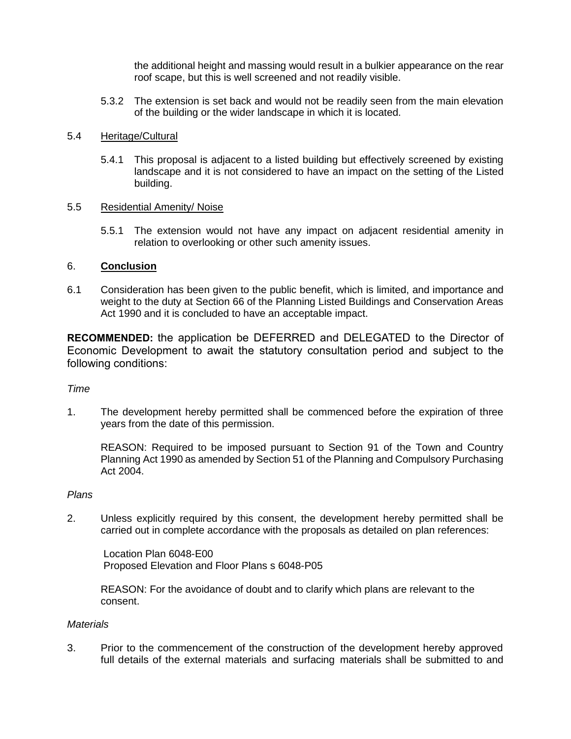the additional height and massing would result in a bulkier appearance on the rear roof scape, but this is well screened and not readily visible.

5.3.2 The extension is set back and would not be readily seen from the main elevation of the building or the wider landscape in which it is located.

5.4 Heritage/Cultural

5.4.1 This proposal is adjacent to a listed building but effectively screened by existing landscape and it is not considered to have an impact on the setting of the Listed building.

5.5 Residential Amenity/ Noise

5.5.1 The extension would not have any impact on adjacent residential amenity in relation to overlooking or other such amenity issues.

## 6. Conclusion

6.1 Consideration has been given to the public benefit, which is limited, and importance and weight to the duty at Section 66 of the Planning Listed Buildings and Conservation Areas Act 1990 and it is concluded to have an acceptable impact.

**RECOMMENDED:** the application be DEFERRED and DELEGATED to the Director of Economic Development to await the statutory consultation period and subject to the following conditions:

*Time*

1. The development hereby permitted shall be commenced before the expiration of three years from the date of this permission.

   REASON: Required to be imposed pursuant to Section 91 of the Town and Country Planning Act 1990 as amended by Section 51 of the Planning and Compulsory Purchasing Act 2004.

*Plans*

2. Unless explicitly required by this consent, the development hereby permitted shall be carried out in complete accordance with the proposals as detailed on plan references:

   Location Plan 6048-E00
   Proposed Elevation and Floor Plans s 6048-P05

   REASON: For the avoidance of doubt and to clarify which plans are relevant to the consent.

*Materials*

3. Prior to the commencement of the construction of the development hereby approved full details of the external materials and surfacing materials shall be submitted to and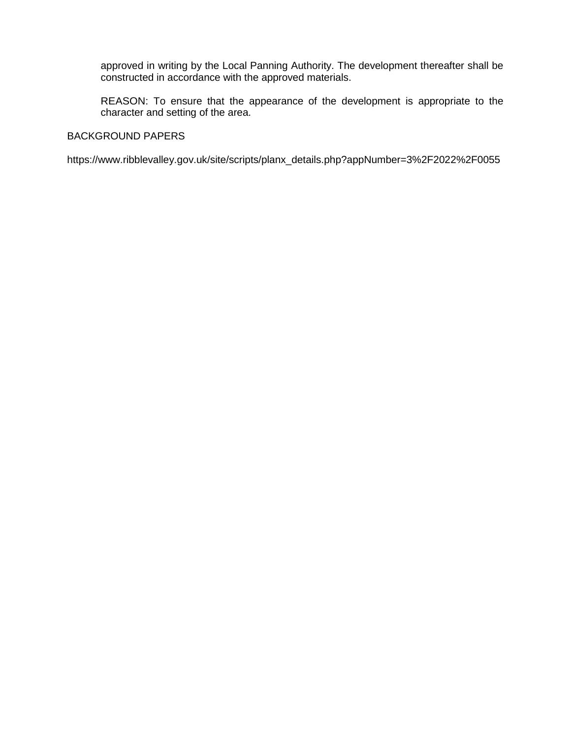approved in writing by the Local Panning Authority. The development thereafter shall be constructed in accordance with the approved materials.

REASON: To ensure that the appearance of the development is appropriate to the character and setting of the area.

BACKGROUND PAPERS

https://www.ribblevalley.gov.uk/site/scripts/planx_details.php?appNumber=3%2F2022%2F0055